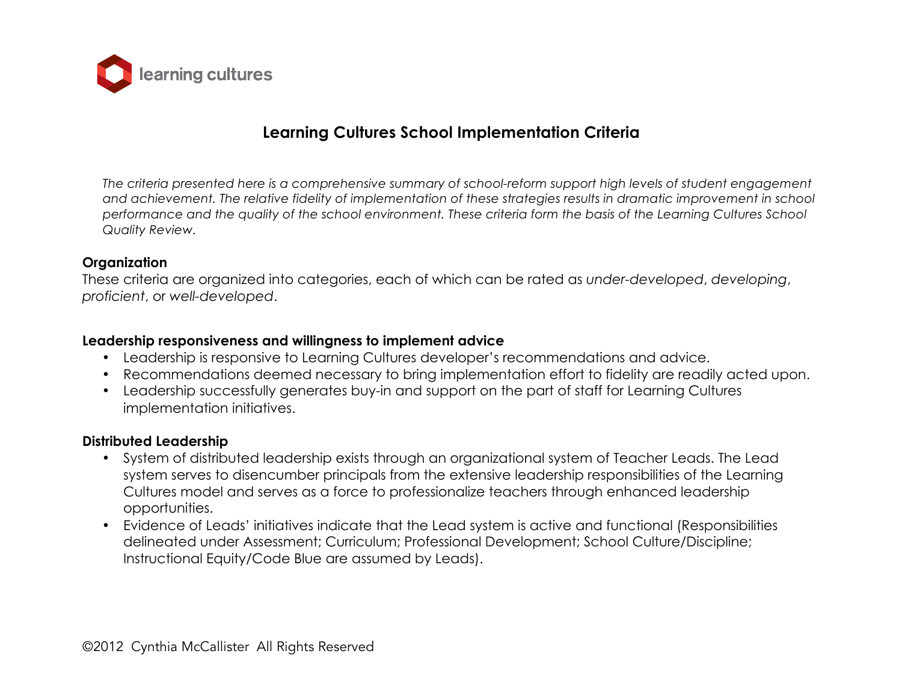learning cultures

# Learning Cultures School Implementation Criteria

*The criteria presented here is a comprehensive summary of school-reform support high levels of student engagement and achievement. The relative fidelity of implementation of these strategies results in dramatic improvement in school performance and the quality of the school environment. These criteria form the basis of the Learning Cultures School Quality Review.*

**Organization**

These criteria are organized into categories, each of which can be rated as *under-developed*, *developing*, *proficient*, or *well-developed*.

**Leadership responsiveness and willingness to implement advice**

- Leadership is responsive to Learning Cultures developer's recommendations and advice.
- Recommendations deemed necessary to bring implementation effort to fidelity are readily acted upon.
- Leadership successfully generates buy-in and support on the part of staff for Learning Cultures implementation initiatives.

**Distributed Leadership**

- System of distributed leadership exists through an organizational system of Teacher Leads. The Lead system serves to disencumber principals from the extensive leadership responsibilities of the Learning Cultures model and serves as a force to professionalize teachers through enhanced leadership opportunities.
- Evidence of Leads' initiatives indicate that the Lead system is active and functional (Responsibilities delineated under Assessment; Curriculum; Professional Development; School Culture/Discipline; Instructional Equity/Code Blue are assumed by Leads).

©2012 Cynthia McCallister All Rights Reserved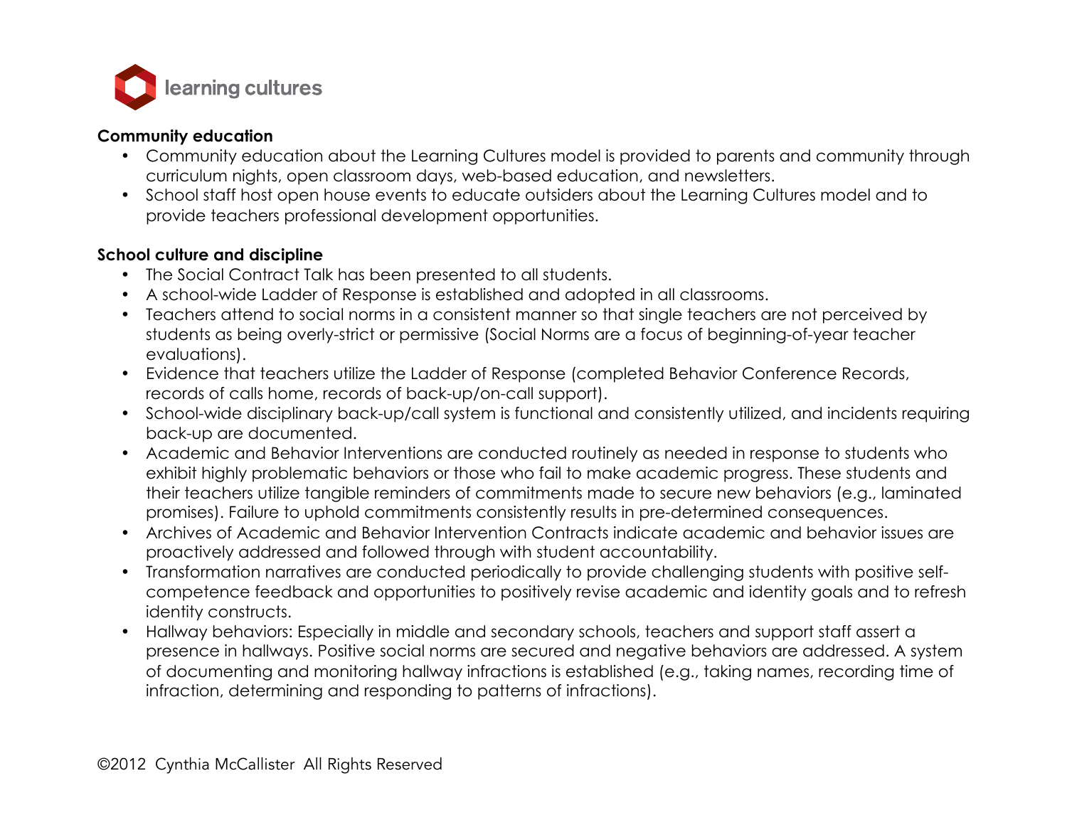**Community education**

- Community education about the Learning Cultures model is provided to parents and community through curriculum nights, open classroom days, web-based education, and newsletters.
- School staff host open house events to educate outsiders about the Learning Cultures model and to provide teachers professional development opportunities.

**School culture and discipline**

- The Social Contract Talk has been presented to all students.
- A school-wide Ladder of Response is established and adopted in all classrooms.
- Teachers attend to social norms in a consistent manner so that single teachers are not perceived by students as being overly-strict or permissive (Social Norms are a focus of beginning-of-year teacher evaluations).
- Evidence that teachers utilize the Ladder of Response (completed Behavior Conference Records, records of calls home, records of back-up/on-call support).
- School-wide disciplinary back-up/call system is functional and consistently utilized, and incidents requiring back-up are documented.
- Academic and Behavior Interventions are conducted routinely as needed in response to students who exhibit highly problematic behaviors or those who fail to make academic progress. These students and their teachers utilize tangible reminders of commitments made to secure new behaviors (e.g., laminated promises). Failure to uphold commitments consistently results in pre-determined consequences.
- Archives of Academic and Behavior Intervention Contracts indicate academic and behavior issues are proactively addressed and followed through with student accountability.
- Transformation narratives are conducted periodically to provide challenging students with positive self-competence feedback and opportunities to positively revise academic and identity goals and to refresh identity constructs.
- Hallway behaviors: Especially in middle and secondary schools, teachers and support staff assert a presence in hallways. Positive social norms are secured and negative behaviors are addressed. A system of documenting and monitoring hallway infractions is established (e.g., taking names, recording time of infraction, determining and responding to patterns of infractions).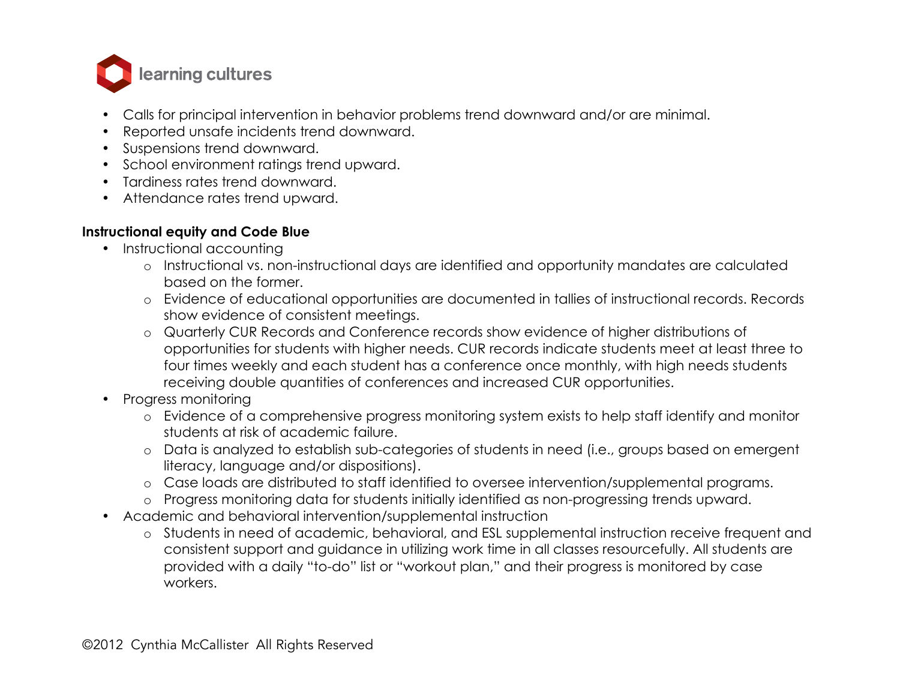- Calls for principal intervention in behavior problems trend downward and/or are minimal.
- Reported unsafe incidents trend downward.
- Suspensions trend downward.
- School environment ratings trend upward.
- Tardiness rates trend downward.
- Attendance rates trend upward.

**Instructional equity and Code Blue**

- Instructional accounting
  - Instructional vs. non-instructional days are identified and opportunity mandates are calculated based on the former.
  - Evidence of educational opportunities are documented in tallies of instructional records. Records show evidence of consistent meetings.
  - Quarterly CUR Records and Conference records show evidence of higher distributions of opportunities for students with higher needs. CUR records indicate students meet at least three to four times weekly and each student has a conference once monthly, with high needs students receiving double quantities of conferences and increased CUR opportunities.
- Progress monitoring
  - Evidence of a comprehensive progress monitoring system exists to help staff identify and monitor students at risk of academic failure.
  - Data is analyzed to establish sub-categories of students in need (i.e., groups based on emergent literacy, language and/or dispositions).
  - Case loads are distributed to staff identified to oversee intervention/supplemental programs.
  - Progress monitoring data for students initially identified as non-progressing trends upward.
- Academic and behavioral intervention/supplemental instruction
  - Students in need of academic, behavioral, and ESL supplemental instruction receive frequent and consistent support and guidance in utilizing work time in all classes resourcefully. All students are provided with a daily "to-do" list or "workout plan," and their progress is monitored by case workers.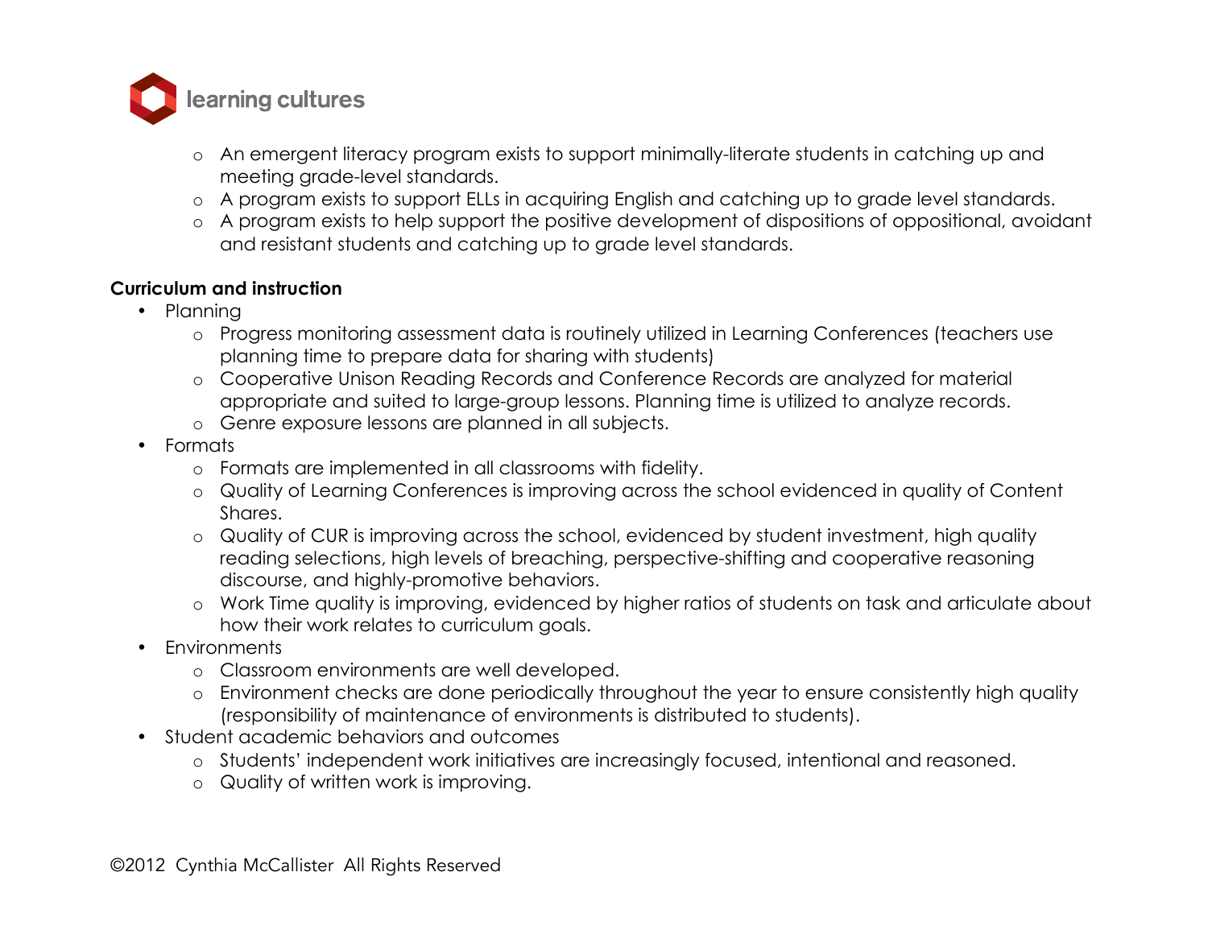- An emergent literacy program exists to support minimally-literate students in catching up and meeting grade-level standards.
- A program exists to support ELLs in acquiring English and catching up to grade level standards.
- A program exists to help support the positive development of dispositions of oppositional, avoidant and resistant students and catching up to grade level standards.

**Curriculum and instruction**

- Planning
  - Progress monitoring assessment data is routinely utilized in Learning Conferences (teachers use planning time to prepare data for sharing with students)
  - Cooperative Unison Reading Records and Conference Records are analyzed for material appropriate and suited to large-group lessons. Planning time is utilized to analyze records.
  - Genre exposure lessons are planned in all subjects.
- Formats
  - Formats are implemented in all classrooms with fidelity.
  - Quality of Learning Conferences is improving across the school evidenced in quality of Content Shares.
  - Quality of CUR is improving across the school, evidenced by student investment, high quality reading selections, high levels of breaching, perspective-shifting and cooperative reasoning discourse, and highly-promotive behaviors.
  - Work Time quality is improving, evidenced by higher ratios of students on task and articulate about how their work relates to curriculum goals.
- Environments
  - Classroom environments are well developed.
  - Environment checks are done periodically throughout the year to ensure consistently high quality (responsibility of maintenance of environments is distributed to students).
- Student academic behaviors and outcomes
  - Students' independent work initiatives are increasingly focused, intentional and reasoned.
  - Quality of written work is improving.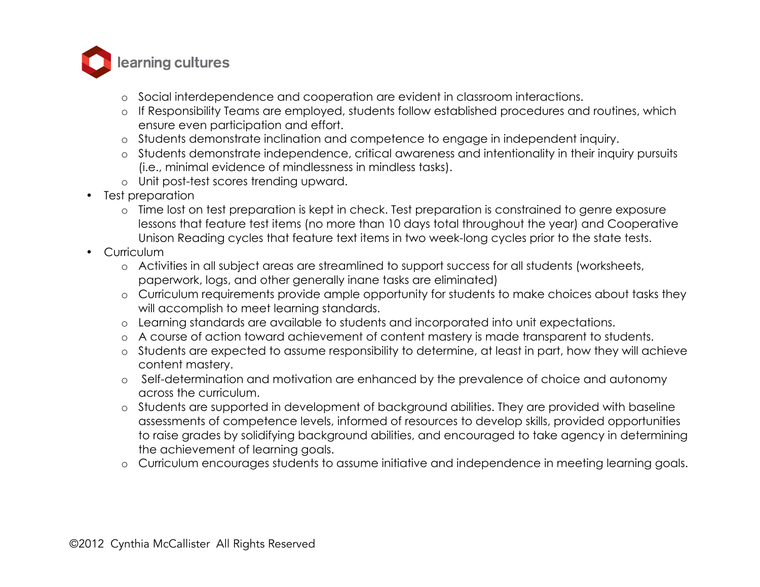- Social interdependence and cooperation are evident in classroom interactions.
  - If Responsibility Teams are employed, students follow established procedures and routines, which ensure even participation and effort.
  - Students demonstrate inclination and competence to engage in independent inquiry.
  - Students demonstrate independence, critical awareness and intentionality in their inquiry pursuits (i.e., minimal evidence of mindlessness in mindless tasks).
  - Unit post-test scores trending upward.
- Test preparation
  - Time lost on test preparation is kept in check. Test preparation is constrained to genre exposure lessons that feature test items (no more than 10 days total throughout the year) and Cooperative Unison Reading cycles that feature text items in two week-long cycles prior to the state tests.
- Curriculum
  - Activities in all subject areas are streamlined to support success for all students (worksheets, paperwork, logs, and other generally inane tasks are eliminated)
  - Curriculum requirements provide ample opportunity for students to make choices about tasks they will accomplish to meet learning standards.
  - Learning standards are available to students and incorporated into unit expectations.
  - A course of action toward achievement of content mastery is made transparent to students.
  - Students are expected to assume responsibility to determine, at least in part, how they will achieve content mastery.
  - Self-determination and motivation are enhanced by the prevalence of choice and autonomy across the curriculum.
  - Students are supported in development of background abilities. They are provided with baseline assessments of competence levels, informed of resources to develop skills, provided opportunities to raise grades by solidifying background abilities, and encouraged to take agency in determining the achievement of learning goals.
  - Curriculum encourages students to assume initiative and independence in meeting learning goals.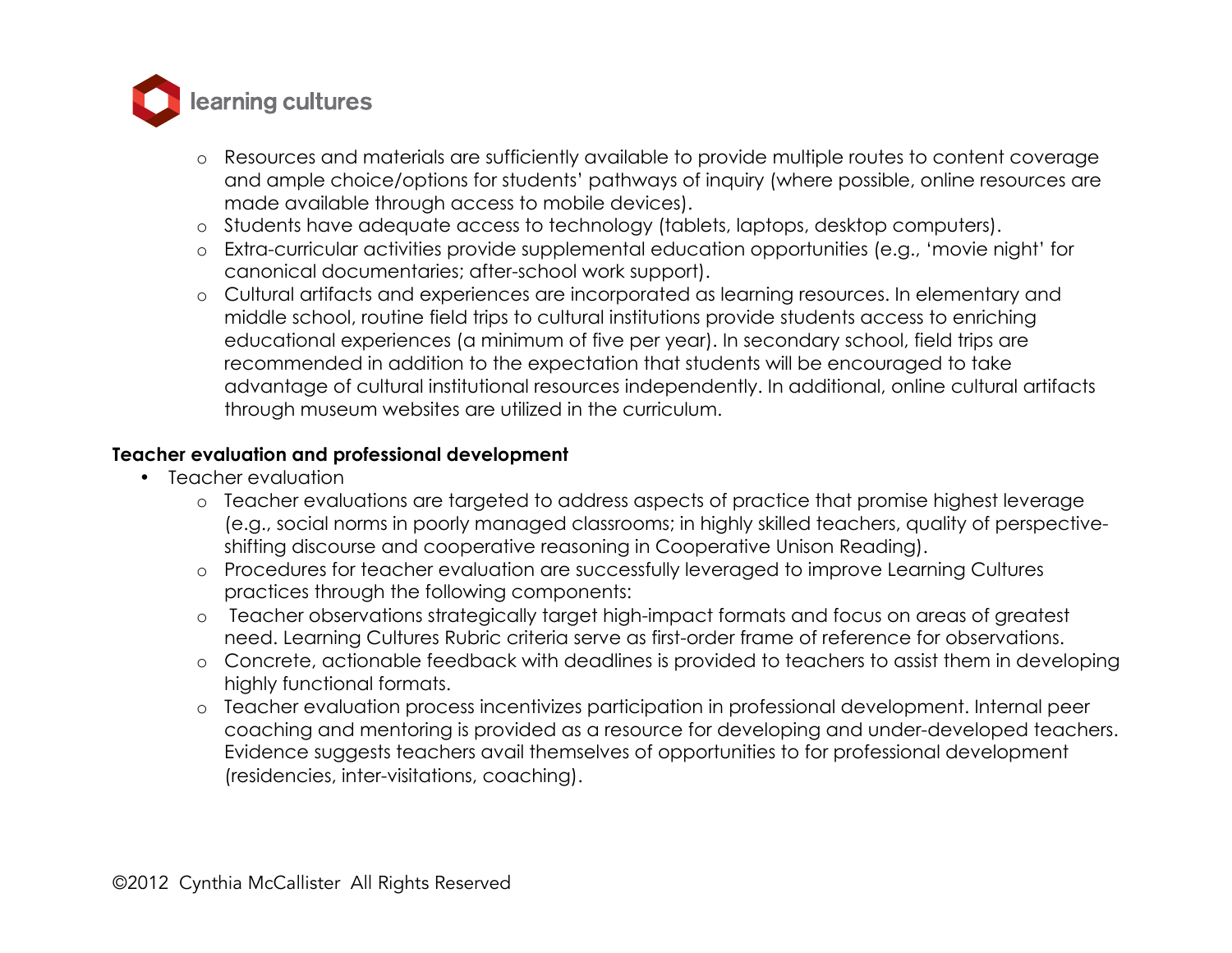- Resources and materials are sufficiently available to provide multiple routes to content coverage and ample choice/options for students' pathways of inquiry (where possible, online resources are made available through access to mobile devices).
- Students have adequate access to technology (tablets, laptops, desktop computers).
- Extra-curricular activities provide supplemental education opportunities (e.g., 'movie night' for canonical documentaries; after-school work support).
- Cultural artifacts and experiences are incorporated as learning resources. In elementary and middle school, routine field trips to cultural institutions provide students access to enriching educational experiences (a minimum of five per year). In secondary school, field trips are recommended in addition to the expectation that students will be encouraged to take advantage of cultural institutional resources independently. In additional, online cultural artifacts through museum websites are utilized in the curriculum.

**Teacher evaluation and professional development**

- Teacher evaluation
    - Teacher evaluations are targeted to address aspects of practice that promise highest leverage (e.g., social norms in poorly managed classrooms; in highly skilled teachers, quality of perspective-shifting discourse and cooperative reasoning in Cooperative Unison Reading).
    - Procedures for teacher evaluation are successfully leveraged to improve Learning Cultures practices through the following components:
    - Teacher observations strategically target high-impact formats and focus on areas of greatest need. Learning Cultures Rubric criteria serve as first-order frame of reference for observations.
    - Concrete, actionable feedback with deadlines is provided to teachers to assist them in developing highly functional formats.
    - Teacher evaluation process incentivizes participation in professional development. Internal peer coaching and mentoring is provided as a resource for developing and under-developed teachers. Evidence suggests teachers avail themselves of opportunities to for professional development (residencies, inter-visitations, coaching).

©2012 Cynthia McCallister All Rights Reserved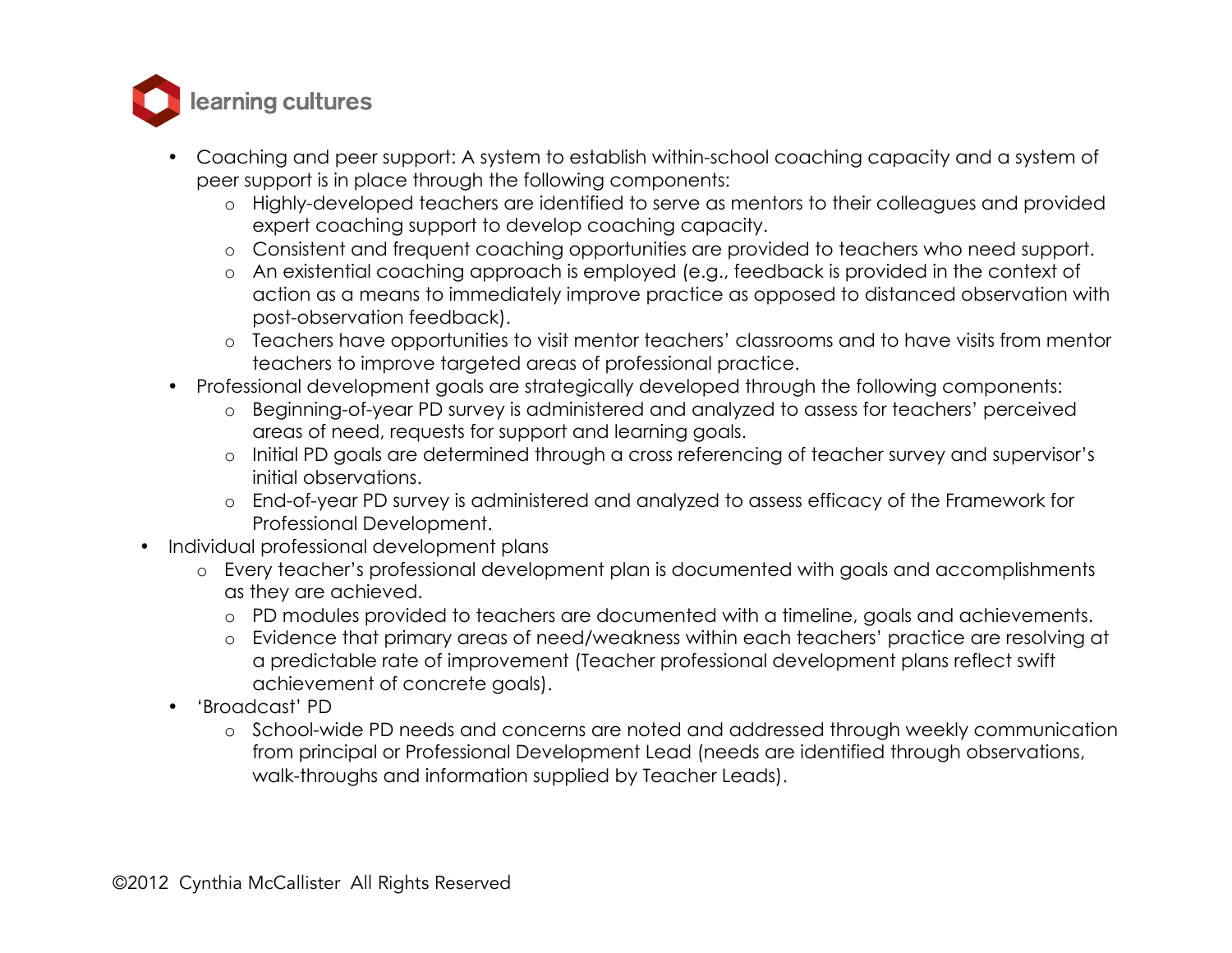- Coaching and peer support: A system to establish within-school coaching capacity and a system of peer support is in place through the following components:
  - Highly-developed teachers are identified to serve as mentors to their colleagues and provided expert coaching support to develop coaching capacity.
  - Consistent and frequent coaching opportunities are provided to teachers who need support.
  - An existential coaching approach is employed (e.g., feedback is provided in the context of action as a means to immediately improve practice as opposed to distanced observation with post-observation feedback).
  - Teachers have opportunities to visit mentor teachers' classrooms and to have visits from mentor teachers to improve targeted areas of professional practice.
- Professional development goals are strategically developed through the following components:
  - Beginning-of-year PD survey is administered and analyzed to assess for teachers' perceived areas of need, requests for support and learning goals.
  - Initial PD goals are determined through a cross referencing of teacher survey and supervisor's initial observations.
  - End-of-year PD survey is administered and analyzed to assess efficacy of the Framework for Professional Development.

- Individual professional development plans
  - Every teacher's professional development plan is documented with goals and accomplishments as they are achieved.
  - PD modules provided to teachers are documented with a timeline, goals and achievements.
  - Evidence that primary areas of need/weakness within each teachers' practice are resolving at a predictable rate of improvement (Teacher professional development plans reflect swift achievement of concrete goals).
- 'Broadcast' PD
  - School-wide PD needs and concerns are noted and addressed through weekly communication from principal or Professional Development Lead (needs are identified through observations, walk-throughs and information supplied by Teacher Leads).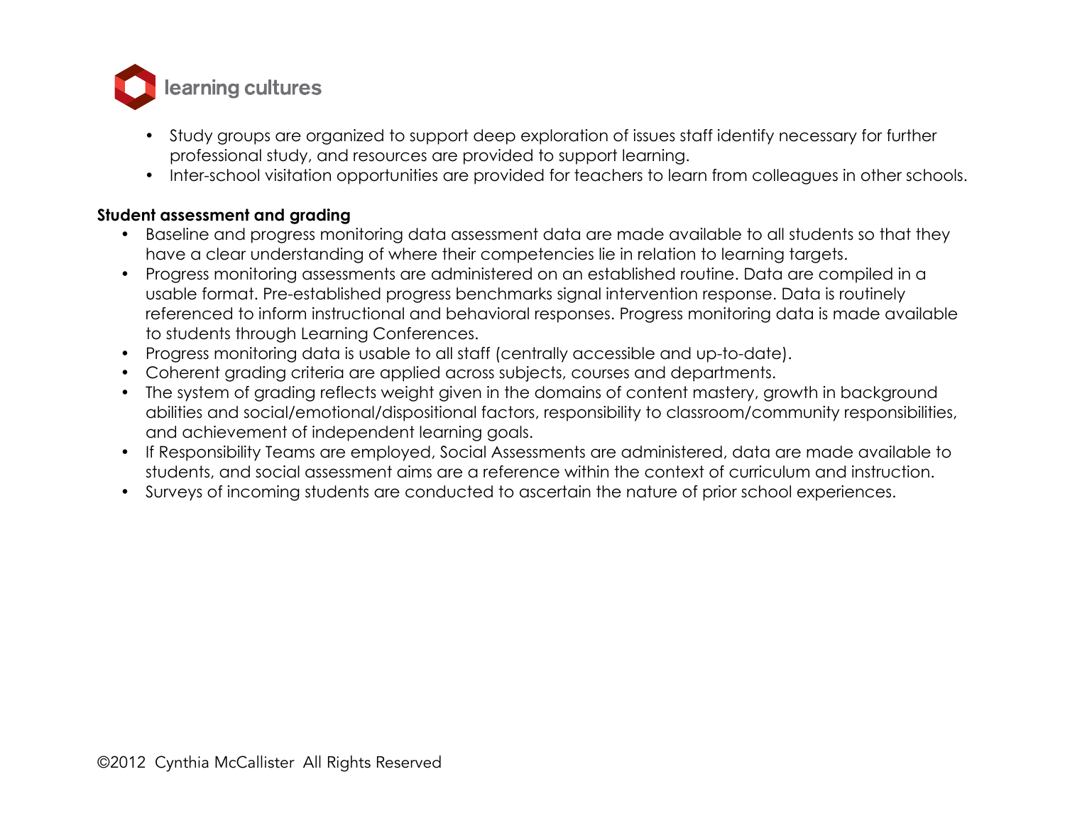- Study groups are organized to support deep exploration of issues staff identify necessary for further professional study, and resources are provided to support learning.
- Inter-school visitation opportunities are provided for teachers to learn from colleagues in other schools.

**Student assessment and grading**

- Baseline and progress monitoring data assessment data are made available to all students so that they have a clear understanding of where their competencies lie in relation to learning targets.
- Progress monitoring assessments are administered on an established routine. Data are compiled in a usable format. Pre-established progress benchmarks signal intervention response. Data is routinely referenced to inform instructional and behavioral responses. Progress monitoring data is made available to students through Learning Conferences.
- Progress monitoring data is usable to all staff (centrally accessible and up-to-date).
- Coherent grading criteria are applied across subjects, courses and departments.
- The system of grading reflects weight given in the domains of content mastery, growth in background abilities and social/emotional/dispositional factors, responsibility to classroom/community responsibilities, and achievement of independent learning goals.
- If Responsibility Teams are employed, Social Assessments are administered, data are made available to students, and social assessment aims are a reference within the context of curriculum and instruction.
- Surveys of incoming students are conducted to ascertain the nature of prior school experiences.